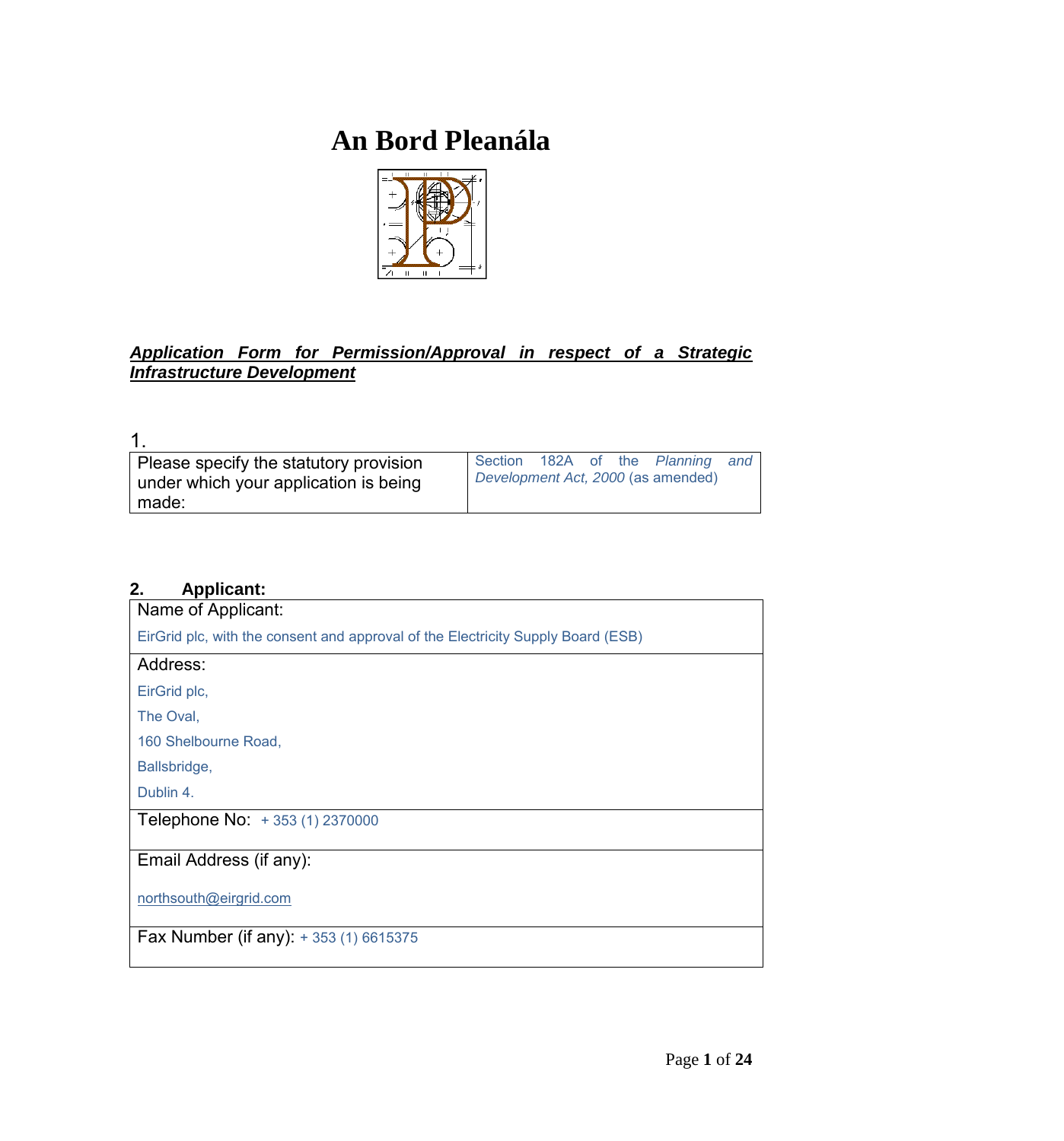# An Bord Pleanála

***Application Form for Permission/Approval in respect of a Strategic Infrastructure Development***

1.

| Please specify the statutory provision under which your application is being made: | Section 182A of the *Planning and Development Act, 2000* (as amended) |
|---|---|

**2. Applicant:**

| |
|---|
| Name of Applicant:<br>EirGrid plc, with the consent and approval of the Electricity Supply Board (ESB) |
| Address:<br>EirGrid plc,<br>The Oval,<br>160 Shelbourne Road,<br>Ballsbridge,<br>Dublin 4. |
| Telephone No: + 353 (1) 2370000 |
| Email Address (if any):<br>northsouth@eirgrid.com |
| Fax Number (if any): + 353 (1) 6615375 |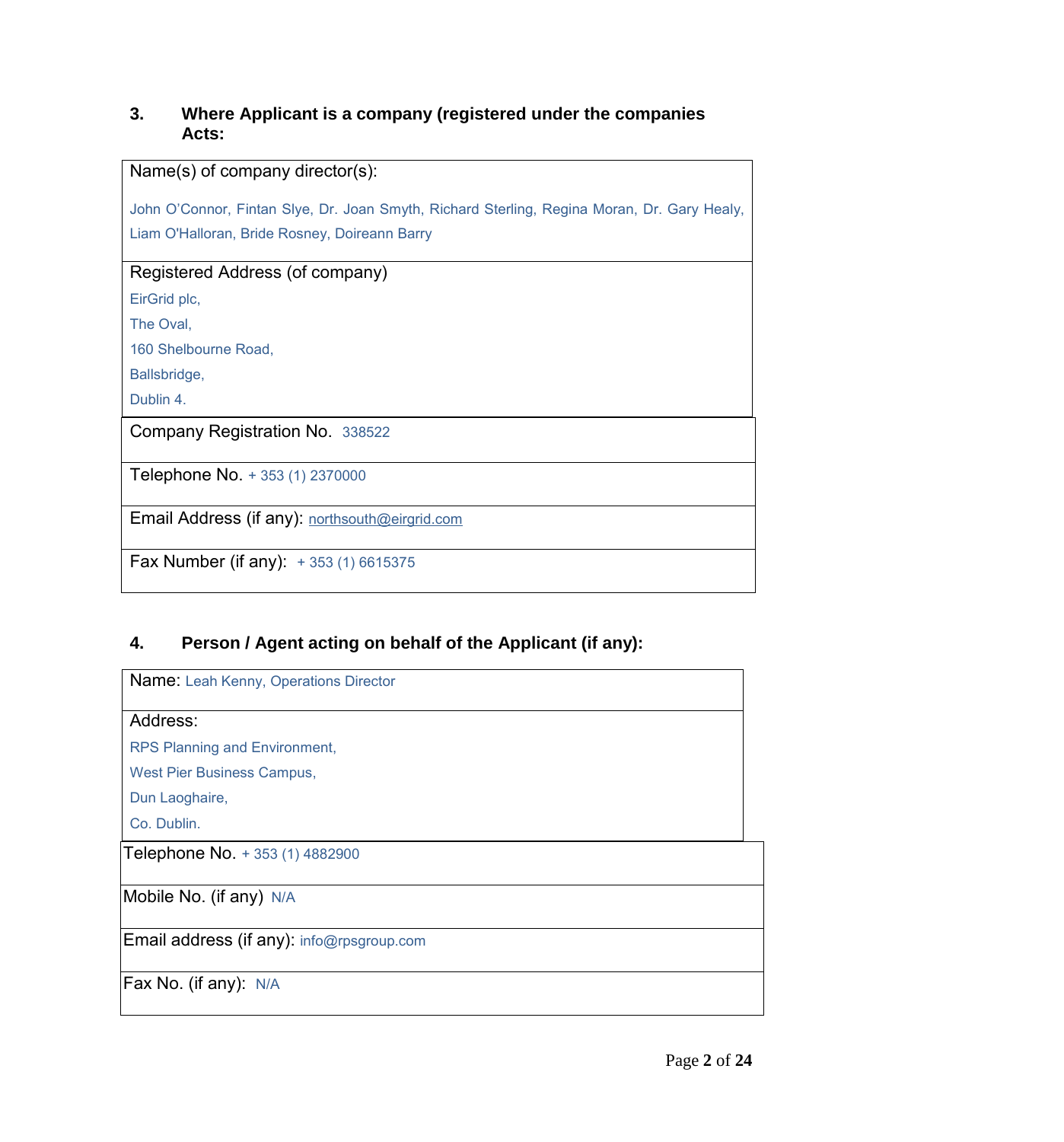### 3. Where Applicant is a company (registered under the companies Acts:

| Name(s) of company director(s): |
|---|
| John O'Connor, Fintan Slye, Dr. Joan Smyth, Richard Sterling, Regina Moran, Dr. Gary Healy, Liam O'Halloran, Bride Rosney, Doireann Barry |
| Registered Address (of company)<br>EirGrid plc,<br>The Oval,<br>160 Shelbourne Road,<br>Ballsbridge,<br>Dublin 4. |
| Company Registration No. 338522 |
| Telephone No. + 353 (1) 2370000 |
| Email Address (if any): northsouth@eirgrid.com |
| Fax Number (if any): + 353 (1) 6615375 |

### 4. Person / Agent acting on behalf of the Applicant (if any):

| Name: Leah Kenny, Operations Director |
|---|
| Address:<br>RPS Planning and Environment,<br>West Pier Business Campus,<br>Dun Laoghaire,<br>Co. Dublin. |
| Telephone No. + 353 (1) 4882900 |
| Mobile No. (if any) N/A |
| Email address (if any): info@rpsgroup.com |
| Fax No. (if any): N/A |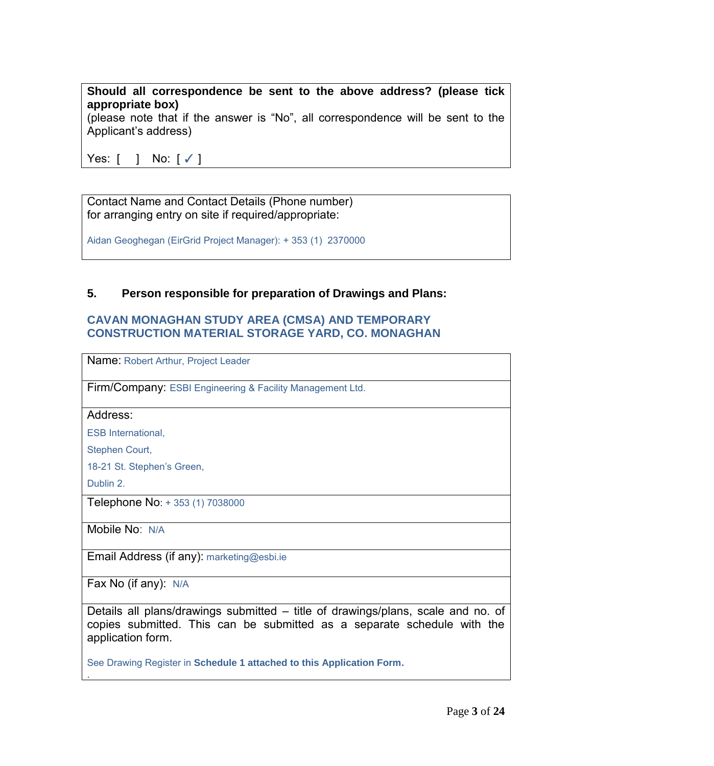| **Should all correspondence be sent to the above address? (please tick appropriate box)** (please note that if the answer is "No", all correspondence will be sent to the Applicant's address) Yes: [ ] No: [ ✓ ] |
|---|

| Contact Name and Contact Details (Phone number) for arranging entry on site if required/appropriate: Aidan Geoghegan (EirGrid Project Manager): + 353 (1) 2370000 |
|---|

## 5. Person responsible for preparation of Drawings and Plans:

**CAVAN MONAGHAN STUDY AREA (CMSA) AND TEMPORARY CONSTRUCTION MATERIAL STORAGE YARD, CO. MONAGHAN**

| Name: Robert Arthur, Project Leader |
|---|
| Firm/Company: ESBI Engineering & Facility Management Ltd. |
| Address: ESB International, Stephen Court, 18-21 St. Stephen's Green, Dublin 2. |
| Telephone No: + 353 (1) 7038000 |
| Mobile No: N/A |
| Email Address (if any): marketing@esbi.ie |
| Fax No (if any): N/A |
| Details all plans/drawings submitted – title of drawings/plans, scale and no. of copies submitted. This can be submitted as a separate schedule with the application form. See Drawing Register in **Schedule 1 attached to this Application Form.** |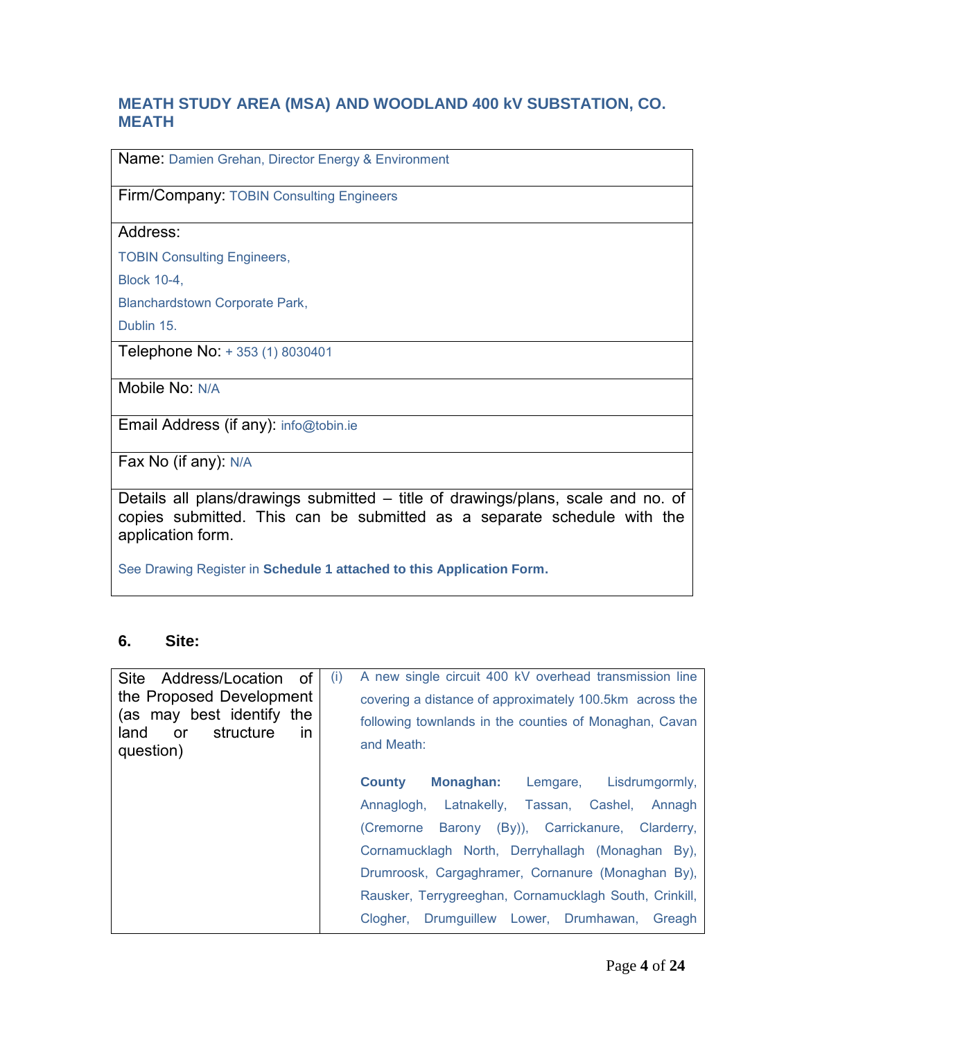### MEATH STUDY AREA (MSA) AND WOODLAND 400 kV SUBSTATION, CO. MEATH

| |
|---|
| Name: Damien Grehan, Director Energy & Environment |
| Firm/Company: TOBIN Consulting Engineers |
| Address:<br>TOBIN Consulting Engineers,<br>Block 10-4,<br>Blanchardstown Corporate Park,<br>Dublin 15. |
| Telephone No: + 353 (1) 8030401 |
| Mobile No: N/A |
| Email Address (if any): info@tobin.ie |
| Fax No (if any): N/A |
| Details all plans/drawings submitted – title of drawings/plans, scale and no. of copies submitted. This can be submitted as a separate schedule with the application form.<br><br>See Drawing Register in **Schedule 1 attached to this Application Form.** |

## 6. Site:

| | |
|---|---|
| Site Address/Location of the Proposed Development (as may best identify the land or structure in question) | (i) A new single circuit 400 kV overhead transmission line covering a distance of approximately 100.5km across the following townlands in the counties of Monaghan, Cavan and Meath:<br><br>**County Monaghan:** Lemgare, Lisdrumgormly, Annaglogh, Latnakelly, Tassan, Cashel, Annagh (Cremorne Barony (By)), Carrickanure, Clarderry, Cornamucklagh North, Derryhallagh (Monaghan By), Drumroosk, Cargaghramer, Cornanure (Monaghan By), Rausker, Terrygreeghan, Cornamucklagh South, Crinkill, Clogher, Drumguillew Lower, Drumhawan, Greagh |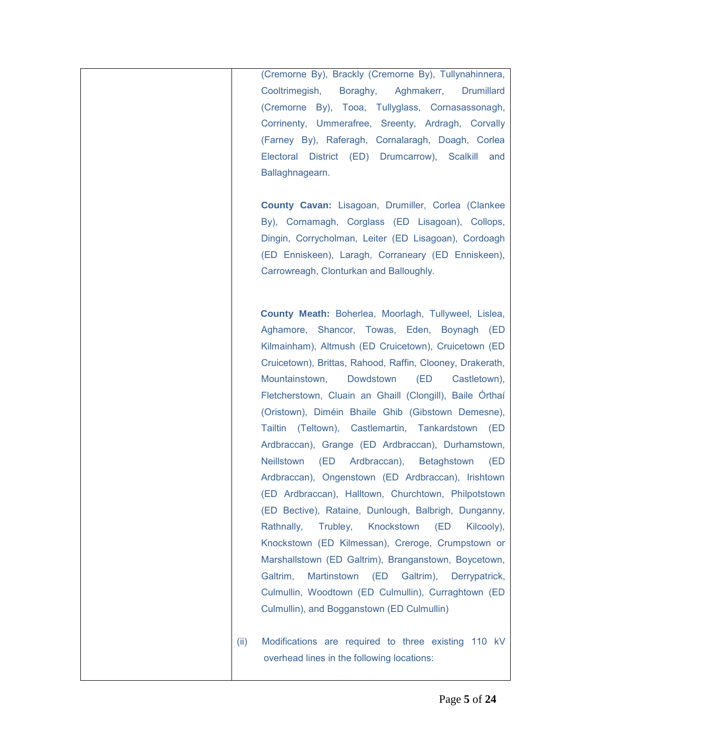| | |
|---|---|
| | (Cremorne By), Brackly (Cremorne By), Tullynahinnera, Cooltrimegish, Boraghy, Aghmakerr, Drumillard (Cremorne By), Tooa, Tullyglass, Cornasassonagh, Corrinenty, Ummerafree, Sreenty, Ardragh, Corvally (Farney By), Raferagh, Cornalaragh, Doagh, Corlea Electoral District (ED) Drumcarrow), Scalkill and Ballaghnagearn.<br><br>**County Cavan:** Lisagoan, Drumiller, Corlea (Clankee By), Cornamagh, Corglass (ED Lisagoan), Collops, Dingin, Corrycholman, Leiter (ED Lisagoan), Cordoagh (ED Enniskeen), Laragh, Corraneary (ED Enniskeen), Carrowreagh, Clonturkan and Balloughly.<br><br>**County Meath:** Boherlea, Moorlagh, Tullyweel, Lislea, Aghamore, Shancor, Towas, Eden, Boynagh (ED Kilmainham), Altmush (ED Cruicetown), Cruicetown (ED Cruicetown), Brittas, Rahood, Raffin, Clooney, Drakerath, Mountainstown, Dowdstown (ED Castletown), Fletcherstown, Cluain an Ghaill (Clongill), Baile Órthaí (Oristown), Diméin Bhaile Ghib (Gibstown Demesne), Tailtin (Teltown), Castlemartin, Tankardstown (ED Ardbraccan), Grange (ED Ardbraccan), Durhamstown, Neillstown (ED Ardbraccan), Betaghstown (ED Ardbraccan), Ongenstown (ED Ardbraccan), Irishtown (ED Ardbraccan), Halltown, Churchtown, Philpotstown (ED Bective), Rataine, Dunlough, Balbrigh, Dunganny, Rathnally, Trubley, Knockstown (ED Kilcooly), Knockstown (ED Kilmessan), Creroge, Crumpstown or Marshallstown (ED Galtrim), Branganstown, Boycetown, Galtrim, Martinstown (ED Galtrim), Derrypatrick, Culmullin, Woodtown (ED Culmullin), Curraghtown (ED Culmullin), and Bogganstown (ED Culmullin)<br><br>(ii) Modifications are required to three existing 110 kV overhead lines in the following locations: |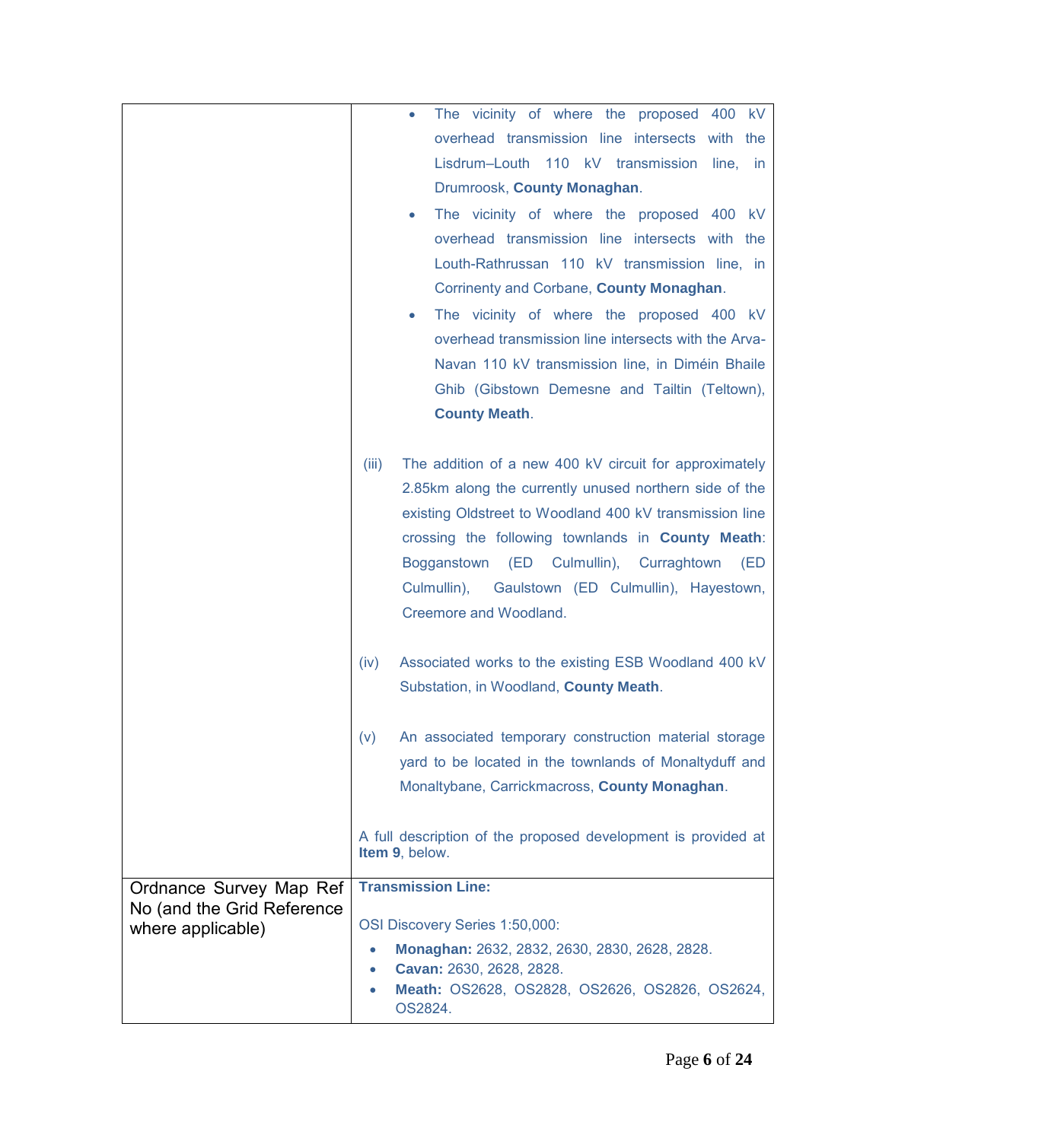| | |
|---|---|
| | - The vicinity of where the proposed 400 kV overhead transmission line intersects with the Lisdrum–Louth 110 kV transmission line, in Drumroosk, **County Monaghan**.<br>- The vicinity of where the proposed 400 kV overhead transmission line intersects with the Louth-Rathrussan 110 kV transmission line, in Corrinenty and Corbane, **County Monaghan**.<br>- The vicinity of where the proposed 400 kV overhead transmission line intersects with the Arva-Navan 110 kV transmission line, in Diméin Bhaile Ghib (Gibstown Demesne and Tailtin (Teltown), **County Meath**.<br><br>(iii) The addition of a new 400 kV circuit for approximately 2.85km along the currently unused northern side of the existing Oldstreet to Woodland 400 kV transmission line crossing the following townlands in **County Meath**: Bogganstown (ED Culmullin), Curraghtown (ED Culmullin), Gaulstown (ED Culmullin), Hayestown, Creemore and Woodland.<br><br>(iv) Associated works to the existing ESB Woodland 400 kV Substation, in Woodland, **County Meath**.<br><br>(v) An associated temporary construction material storage yard to be located in the townlands of Monaltyduff and Monaltybane, Carrickmacross, **County Monaghan**.<br><br>A full description of the proposed development is provided at **Item 9**, below. |
| Ordnance Survey Map Ref No (and the Grid Reference where applicable) | **Transmission Line:**<br><br>OSI Discovery Series 1:50,000:<br>- **Monaghan:** 2632, 2832, 2630, 2830, 2628, 2828.<br>- **Cavan:** 2630, 2628, 2828.<br>- **Meath:** OS2628, OS2828, OS2626, OS2826, OS2624, OS2824. |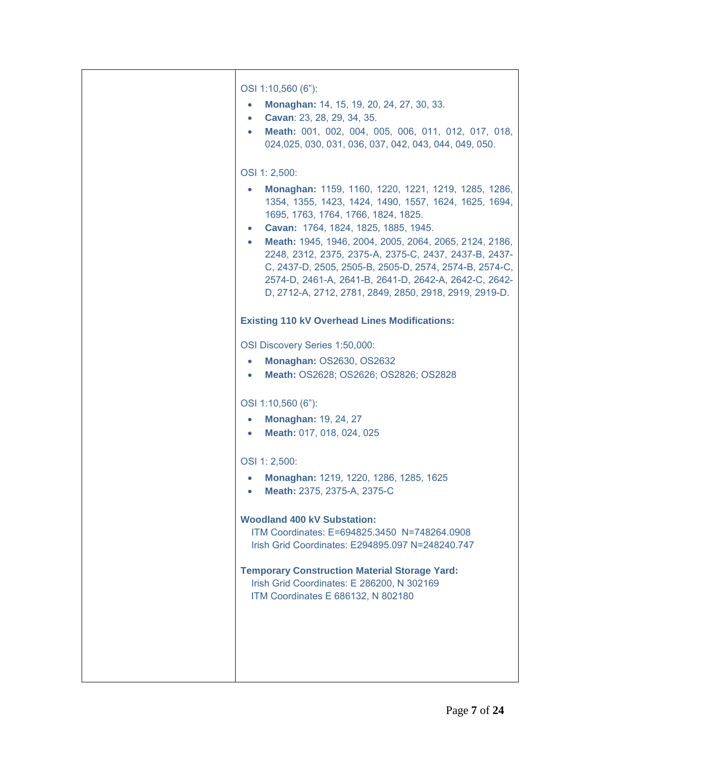OSI 1:10,560 (6”):

- **Monaghan:** 14, 15, 19, 20, 24, 27, 30, 33.
- **Cavan**: 23, 28, 29, 34, 35.
- **Meath:** 001, 002, 004, 005, 006, 011, 012, 017, 018, 024,025, 030, 031, 036, 037, 042, 043, 044, 049, 050.

OSI 1: 2,500:

- **Monaghan:** 1159, 1160, 1220, 1221, 1219, 1285, 1286, 1354, 1355, 1423, 1424, 1490, 1557, 1624, 1625, 1694, 1695, 1763, 1764, 1766, 1824, 1825.
- **Cavan:** 1764, 1824, 1825, 1885, 1945.
- **Meath:** 1945, 1946, 2004, 2005, 2064, 2065, 2124, 2186, 2248, 2312, 2375, 2375-A, 2375-C, 2437, 2437-B, 2437-C, 2437-D, 2505, 2505-B, 2505-D, 2574, 2574-B, 2574-C, 2574-D, 2461-A, 2641-B, 2641-D, 2642-A, 2642-C, 2642-D, 2712-A, 2712, 2781, 2849, 2850, 2918, 2919, 2919-D.

**Existing 110 kV Overhead Lines Modifications:**

OSI Discovery Series 1:50,000:

- **Monaghan:** OS2630, OS2632
- **Meath:** OS2628; OS2626; OS2826; OS2828

OSI 1:10,560 (6”):

- **Monaghan:** 19, 24, 27
- **Meath:** 017, 018, 024, 025

OSI 1: 2,500:

- **Monaghan:** 1219, 1220, 1286, 1285, 1625
- **Meath:** 2375, 2375-A, 2375-C

**Woodland 400 kV Substation:**
ITM Coordinates: E=694825.3450 N=748264.0908
Irish Grid Coordinates: E294895.097 N=248240.747

**Temporary Construction Material Storage Yard:**
Irish Grid Coordinates: E 286200, N 302169
ITM Coordinates E 686132, N 802180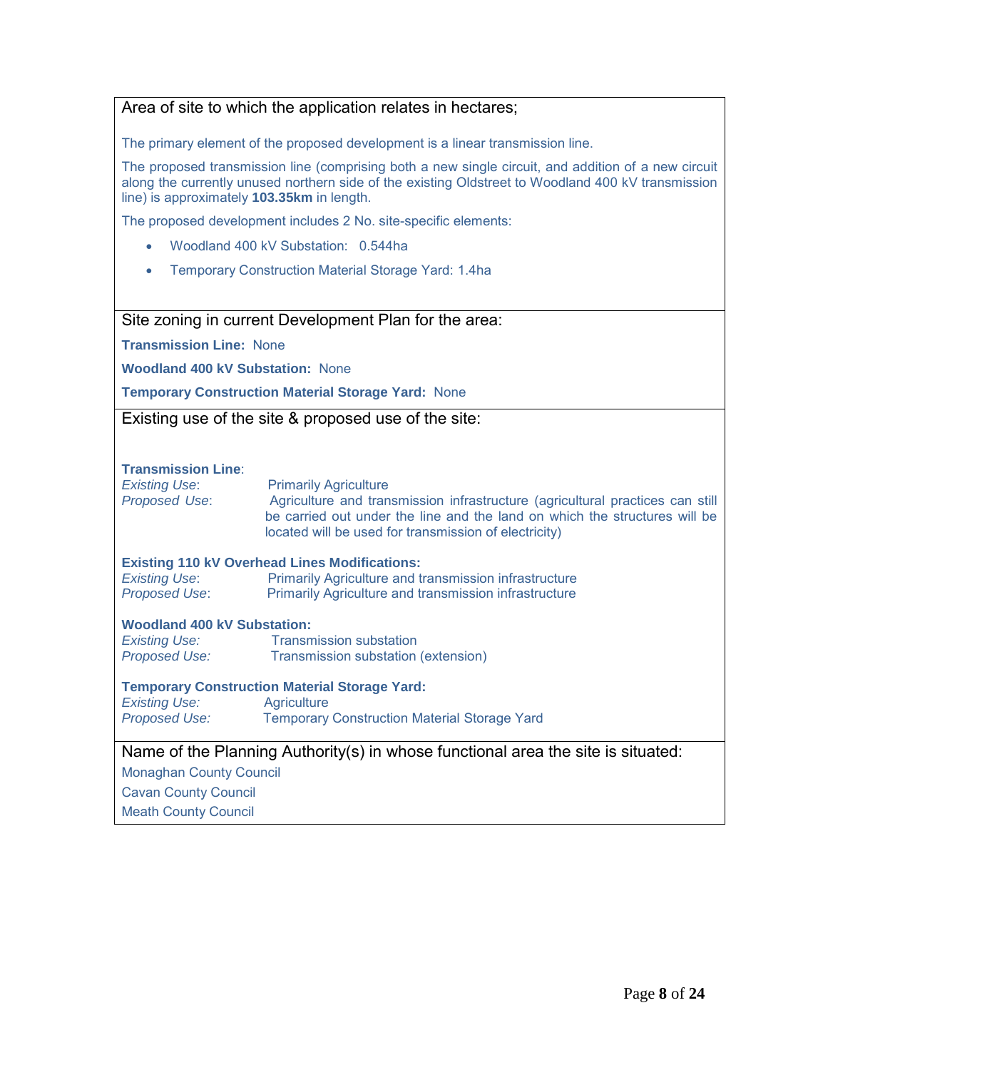## Area of site to which the application relates in hectares;

The primary element of the proposed development is a linear transmission line.

The proposed transmission line (comprising both a new single circuit, and addition of a new circuit along the currently unused northern side of the existing Oldstreet to Woodland 400 kV transmission line) is approximately **103.35km** in length.

The proposed development includes 2 No. site-specific elements:

- Woodland 400 kV Substation: 0.544ha
- Temporary Construction Material Storage Yard: 1.4ha

## Site zoning in current Development Plan for the area:

**Transmission Line:** None

**Woodland 400 kV Substation:** None

**Temporary Construction Material Storage Yard:** None

## Existing use of the site & proposed use of the site:

**Transmission Line**:
*Existing Use*: Primarily Agriculture
*Proposed Use*: Agriculture and transmission infrastructure (agricultural practices can still be carried out under the line and the land on which the structures will be located will be used for transmission of electricity)

**Existing 110 kV Overhead Lines Modifications:**
*Existing Use*: Primarily Agriculture and transmission infrastructure
*Proposed Use*: Primarily Agriculture and transmission infrastructure

**Woodland 400 kV Substation:**
*Existing Use:* Transmission substation
*Proposed Use:* Transmission substation (extension)

**Temporary Construction Material Storage Yard:**
*Existing Use:* Agriculture
*Proposed Use:* Temporary Construction Material Storage Yard

## Name of the Planning Authority(s) in whose functional area the site is situated:

Monaghan County Council

Cavan County Council

Meath County Council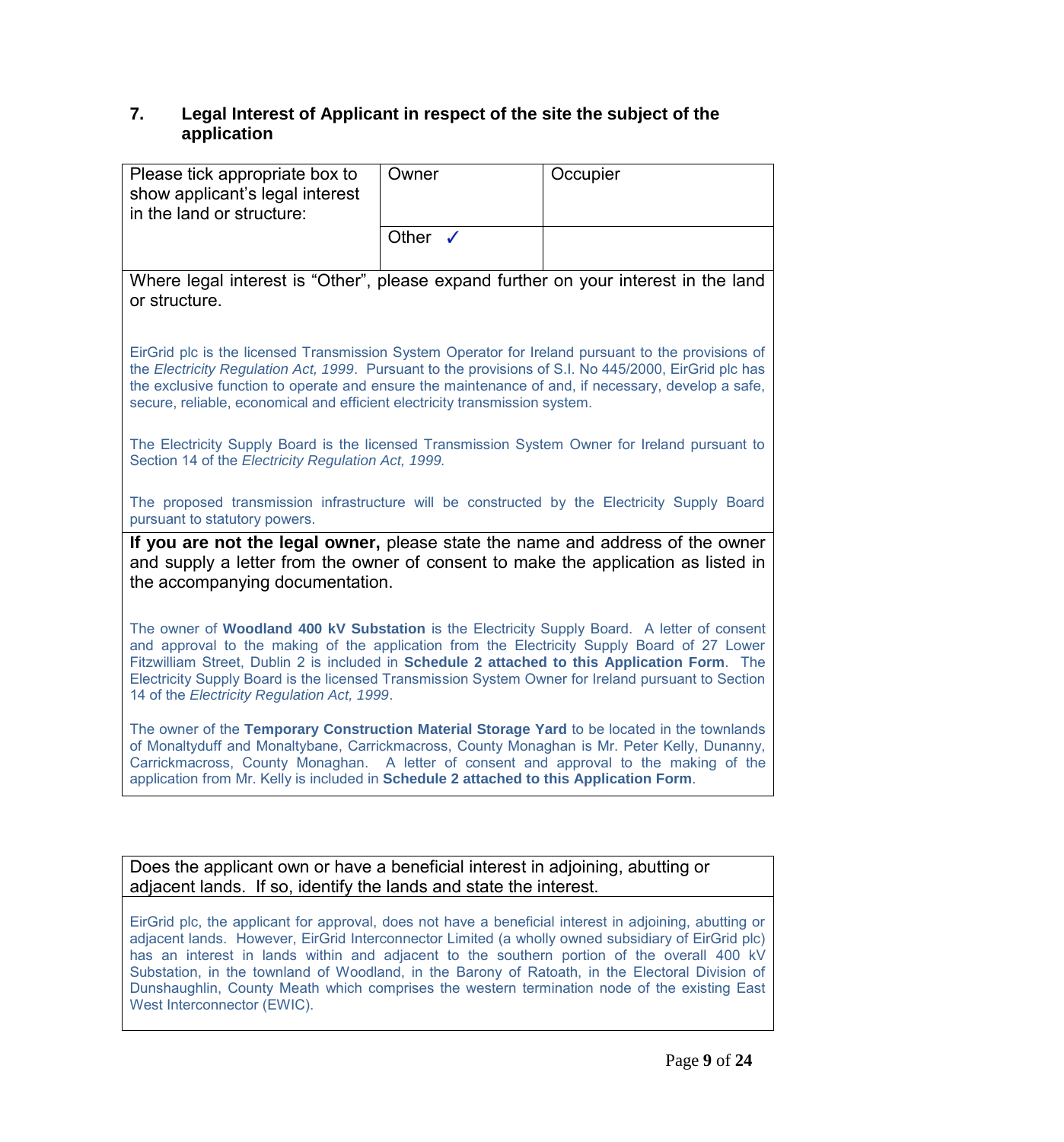## 7. Legal Interest of Applicant in respect of the site the subject of the application

| Please tick appropriate box to show applicant's legal interest in the land or structure: | Owner | Occupier |
|---|---|---|
| | Other ✓ | |

Where legal interest is "Other", please expand further on your interest in the land or structure.

EirGrid plc is the licensed Transmission System Operator for Ireland pursuant to the provisions of the *Electricity Regulation Act, 1999*. Pursuant to the provisions of S.I. No 445/2000, EirGrid plc has the exclusive function to operate and ensure the maintenance of and, if necessary, develop a safe, secure, reliable, economical and efficient electricity transmission system.

The Electricity Supply Board is the licensed Transmission System Owner for Ireland pursuant to Section 14 of the *Electricity Regulation Act, 1999.*

The proposed transmission infrastructure will be constructed by the Electricity Supply Board pursuant to statutory powers.

**If you are not the legal owner,** please state the name and address of the owner and supply a letter from the owner of consent to make the application as listed in the accompanying documentation.

The owner of **Woodland 400 kV Substation** is the Electricity Supply Board. A letter of consent and approval to the making of the application from the Electricity Supply Board of 27 Lower Fitzwilliam Street, Dublin 2 is included in **Schedule 2 attached to this Application Form**. The Electricity Supply Board is the licensed Transmission System Owner for Ireland pursuant to Section 14 of the *Electricity Regulation Act, 1999*.

The owner of the **Temporary Construction Material Storage Yard** to be located in the townlands of Monaltyduff and Monaltybane, Carrickmacross, County Monaghan is Mr. Peter Kelly, Dunanny, Carrickmacross, County Monaghan. A letter of consent and approval to the making of the application from Mr. Kelly is included in **Schedule 2 attached to this Application Form**.

Does the applicant own or have a beneficial interest in adjoining, abutting or adjacent lands. If so, identify the lands and state the interest.

EirGrid plc, the applicant for approval, does not have a beneficial interest in adjoining, abutting or adjacent lands. However, EirGrid Interconnector Limited (a wholly owned subsidiary of EirGrid plc) has an interest in lands within and adjacent to the southern portion of the overall 400 kV Substation, in the townland of Woodland, in the Barony of Ratoath, in the Electoral Division of Dunshaughlin, County Meath which comprises the western termination node of the existing East West Interconnector (EWIC).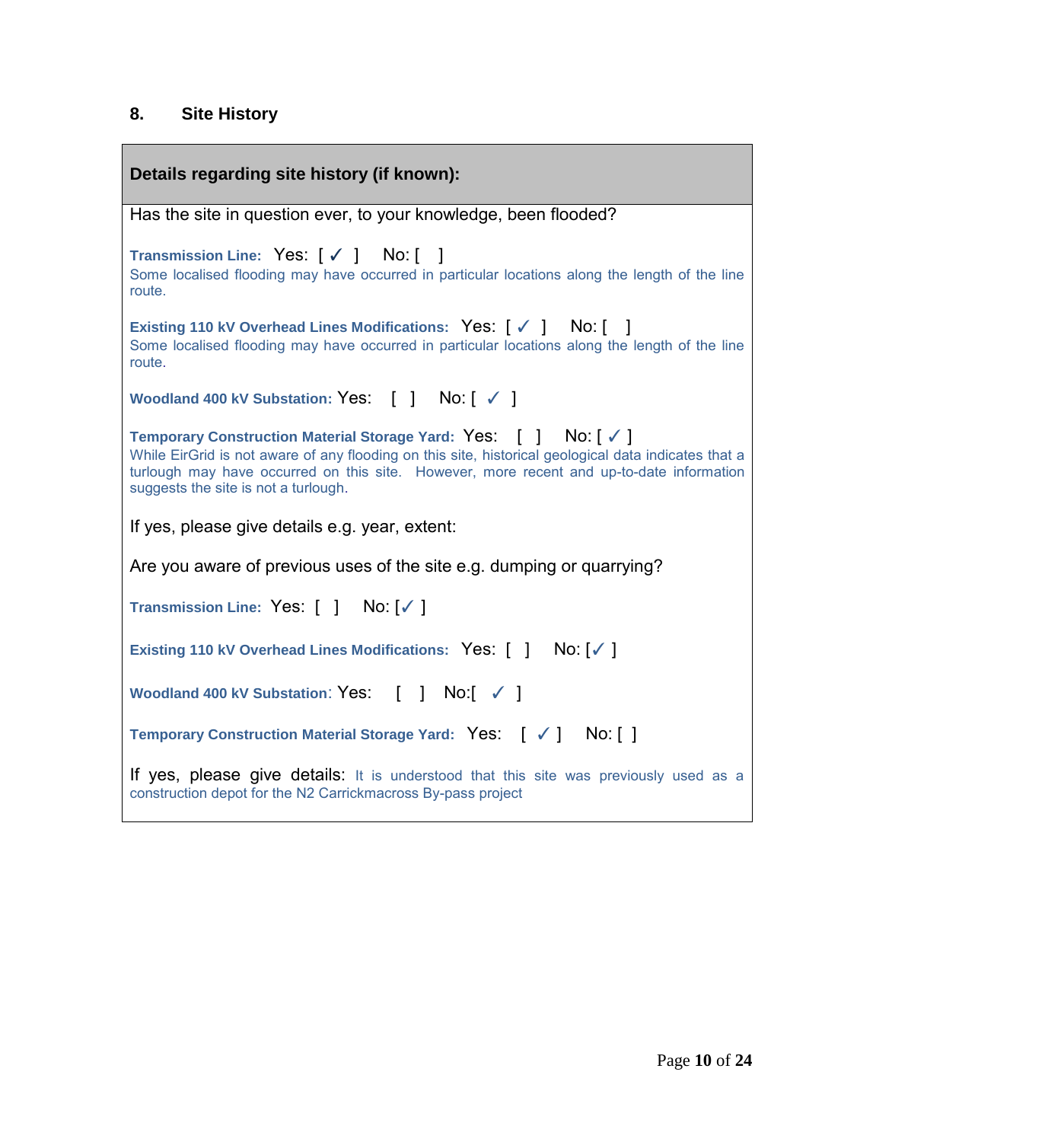## 8. Site History

**Details regarding site history (if known):**

Has the site in question ever, to your knowledge, been flooded?

**Transmission Line:** Yes: [ ✓ ] No: [ ]
Some localised flooding may have occurred in particular locations along the length of the line route.

**Existing 110 kV Overhead Lines Modifications:** Yes: [ ✓ ] No: [ ]
Some localised flooding may have occurred in particular locations along the length of the line route.

**Woodland 400 kV Substation:** Yes: [ ] No: [ ✓ ]

**Temporary Construction Material Storage Yard:** Yes: [ ] No: [ ✓ ]
While EirGrid is not aware of any flooding on this site, historical geological data indicates that a turlough may have occurred on this site. However, more recent and up-to-date information suggests the site is not a turlough.

If yes, please give details e.g. year, extent:

Are you aware of previous uses of the site e.g. dumping or quarrying?

**Transmission Line:** Yes: [ ] No: [✓ ]

**Existing 110 kV Overhead Lines Modifications:** Yes: [ ] No: [✓ ]

**Woodland 400 kV Substation:** Yes: [ ] No:[ ✓ ]

**Temporary Construction Material Storage Yard:** Yes: [ ✓ ] No: [ ]

If yes, please give details: It is understood that this site was previously used as a construction depot for the N2 Carrickmacross By-pass project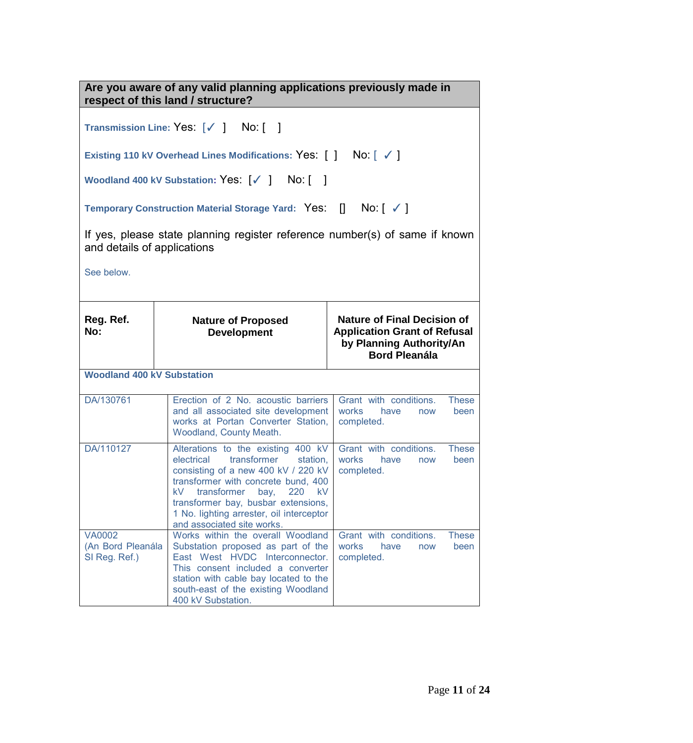**Are you aware of any valid planning applications previously made in respect of this land / structure?**

**Transmission Line:** Yes: [✓ ] No: [ ]

**Existing 110 kV Overhead Lines Modifications:** Yes: [ ] No: [ ✓ ]

**Woodland 400 kV Substation:** Yes: [✓ ] No: [ ]

**Temporary Construction Material Storage Yard:** Yes: [] No: [ ✓ ]

If yes, please state planning register reference number(s) of same if known and details of applications

See below.

| Reg. Ref. No: | Nature of Proposed Development | Nature of Final Decision of Application Grant of Refusal by Planning Authority/An Bord Pleanála |
|---|---|---|
| **Woodland 400 kV Substation** | | |
| DA/130761 | Erection of 2 No. acoustic barriers and all associated site development works at Portan Converter Station, Woodland, County Meath. | Grant with conditions. These works have now been completed. |
| DA/110127 | Alterations to the existing 400 kV electrical transformer station, consisting of a new 400 kV / 220 kV transformer with concrete bund, 400 kV transformer bay, 220 kV transformer bay, busbar extensions, 1 No. lighting arrester, oil interceptor and associated site works. | Grant with conditions. These works have now been completed. |
| VA0002 (An Bord Pleanála SI Reg. Ref.) | Works within the overall Woodland Substation proposed as part of the East West HVDC Interconnector. This consent included a converter station with cable bay located to the south-east of the existing Woodland 400 kV Substation. | Grant with conditions. These works have now been completed. |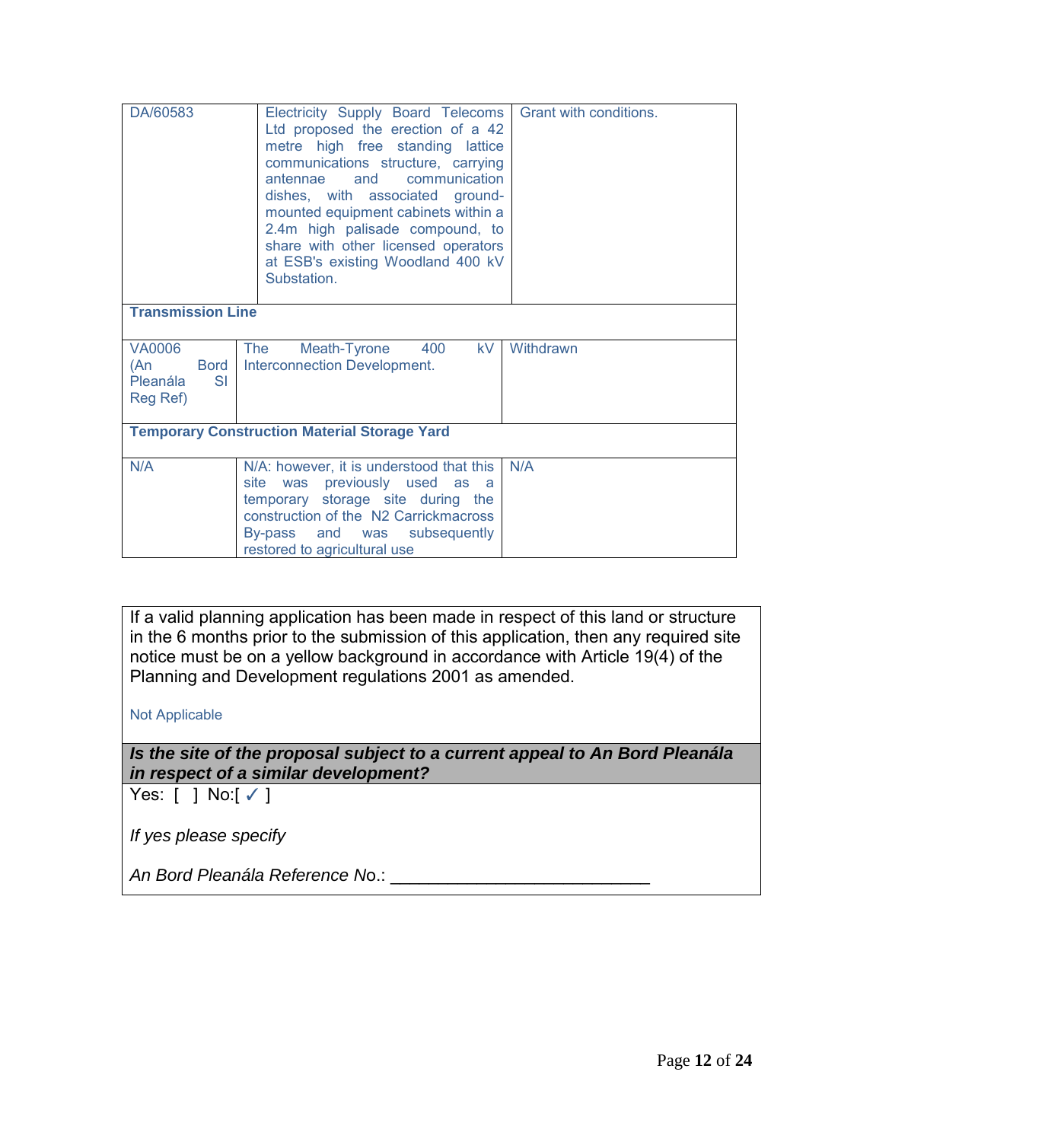| | | |
|---|---|---|
| DA/60583 | Electricity Supply Board Telecoms Ltd proposed the erection of a 42 metre high free standing lattice communications structure, carrying antennae and communication dishes, with associated ground-mounted equipment cabinets within a 2.4m high palisade compound, to share with other licensed operators at ESB's existing Woodland 400 kV Substation. | Grant with conditions. |
| **Transmission Line** | | |
| VA0006 (An Bord Pleanála SI Reg Ref) | The Meath-Tyrone 400 kV Interconnection Development. | Withdrawn |
| **Temporary Construction Material Storage Yard** | | |
| N/A | N/A: however, it is understood that this site was previously used as a temporary storage site during the construction of the N2 Carrickmacross By-pass and was subsequently restored to agricultural use | N/A |

If a valid planning application has been made in respect of this land or structure in the 6 months prior to the submission of this application, then any required site notice must be on a yellow background in accordance with Article 19(4) of the Planning and Development regulations 2001 as amended.

Not Applicable

***Is the site of the proposal subject to a current appeal to An Bord Pleanála in respect of a similar development?***

Yes: [ ] No:[ ✓ ]

*If yes please specify*

*An Bord Pleanála Reference No.:* ___________________________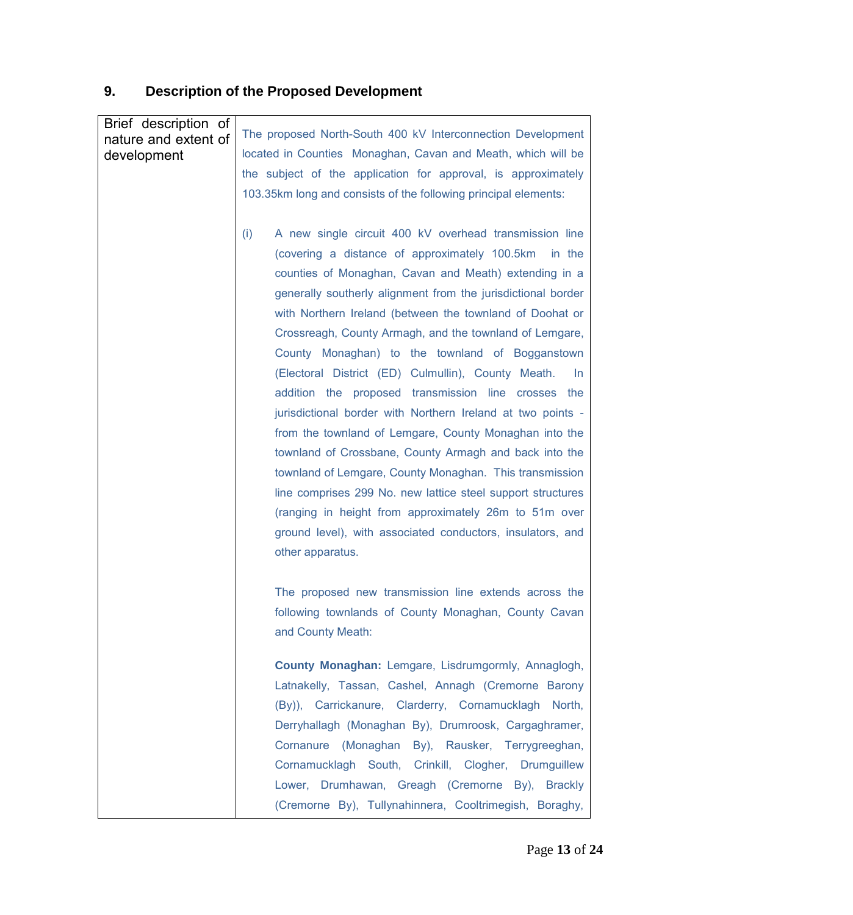## 9. Description of the Proposed Development

| Brief description of nature and extent of development | The proposed North-South 400 kV Interconnection Development located in Counties Monaghan, Cavan and Meath, which will be the subject of the application for approval, is approximately 103.35km long and consists of the following principal elements:<br><br>(i) A new single circuit 400 kV overhead transmission line (covering a distance of approximately 100.5km in the counties of Monaghan, Cavan and Meath) extending in a generally southerly alignment from the jurisdictional border with Northern Ireland (between the townland of Doohat or Crossreagh, County Armagh, and the townland of Lemgare, County Monaghan) to the townland of Bogganstown (Electoral District (ED) Culmullin), County Meath. In addition the proposed transmission line crosses the jurisdictional border with Northern Ireland at two points - from the townland of Lemgare, County Monaghan into the townland of Crossbane, County Armagh and back into the townland of Lemgare, County Monaghan. This transmission line comprises 299 No. new lattice steel support structures (ranging in height from approximately 26m to 51m over ground level), with associated conductors, insulators, and other apparatus.<br><br>The proposed new transmission line extends across the following townlands of County Monaghan, County Cavan and County Meath:<br><br>**County Monaghan:** Lemgare, Lisdrumgormly, Annaglogh, Latnakelly, Tassan, Cashel, Annagh (Cremorne Barony (By)), Carrickanure, Clarderry, Cornamucklagh North, Derryhallagh (Monaghan By), Drumroosk, Cargaghramer, Cornanure (Monaghan By), Rausker, Terrygreeghan, Cornamucklagh South, Crinkill, Clogher, Drumguillew Lower, Drumhawan, Greagh (Cremorne By), Brackly (Cremorne By), Tullynahinnera, Cooltrimegish, Boraghy, |
|---|---|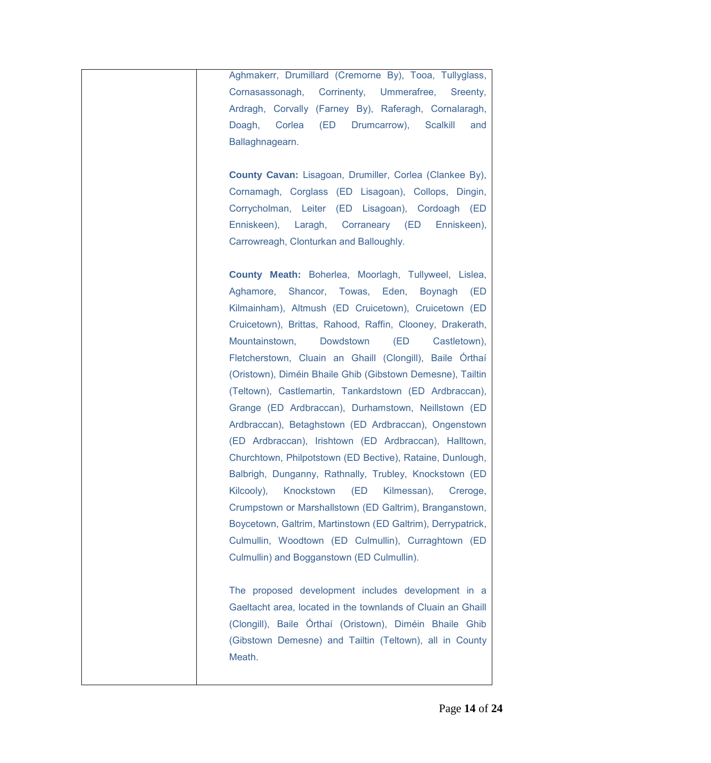| | Aghmakerr, Drumillard (Cremorne By), Tooa, Tullyglass, Cornasassonagh, Corrinenty, Ummerafree, Sreenty, Ardragh, Corvally (Farney By), Raferagh, Cornalaragh, Doagh, Corlea (ED Drumcarrow), Scalkill and Ballaghnagearn.<br><br>**County Cavan:** Lisagoan, Drumiller, Corlea (Clankee By), Cornamagh, Corglass (ED Lisagoan), Collops, Dingin, Corrycholman, Leiter (ED Lisagoan), Cordoagh (ED Enniskeen), Laragh, Corraneary (ED Enniskeen), Carrowreagh, Clonturkan and Balloughly.<br><br>**County Meath:** Boherlea, Moorlagh, Tullyweel, Lislea, Aghamore, Shancor, Towas, Eden, Boynagh (ED Kilmainham), Altmush (ED Cruicetown), Cruicetown (ED Cruicetown), Brittas, Rahood, Raffin, Clooney, Drakerath, Mountainstown, Dowdstown (ED Castletown), Fletcherstown, Cluain an Ghaill (Clongill), Baile Órthaí (Oristown), Diméin Bhaile Ghib (Gibstown Demesne), Tailtin (Teltown), Castlemartin, Tankardstown (ED Ardbraccan), Grange (ED Ardbraccan), Durhamstown, Neillstown (ED Ardbraccan), Betaghstown (ED Ardbraccan), Ongenstown (ED Ardbraccan), Irishtown (ED Ardbraccan), Halltown, Churchtown, Philpotstown (ED Bective), Rataine, Dunlough, Balbrigh, Dunganny, Rathnally, Trubley, Knockstown (ED Kilcooly), Knockstown (ED Kilmessan), Creroge, Crumpstown or Marshallstown (ED Galtrim), Branganstown, Boycetown, Galtrim, Martinstown (ED Galtrim), Derrypatrick, Culmullin, Woodtown (ED Culmullin), Curraghtown (ED Culmullin) and Bogganstown (ED Culmullin).<br><br>The proposed development includes development in a Gaeltacht area, located in the townlands of Cluain an Ghaill (Clongill), Baile Órthaí (Oristown), Diméin Bhaile Ghib (Gibstown Demesne) and Tailtin (Teltown), all in County Meath. |
|---|---|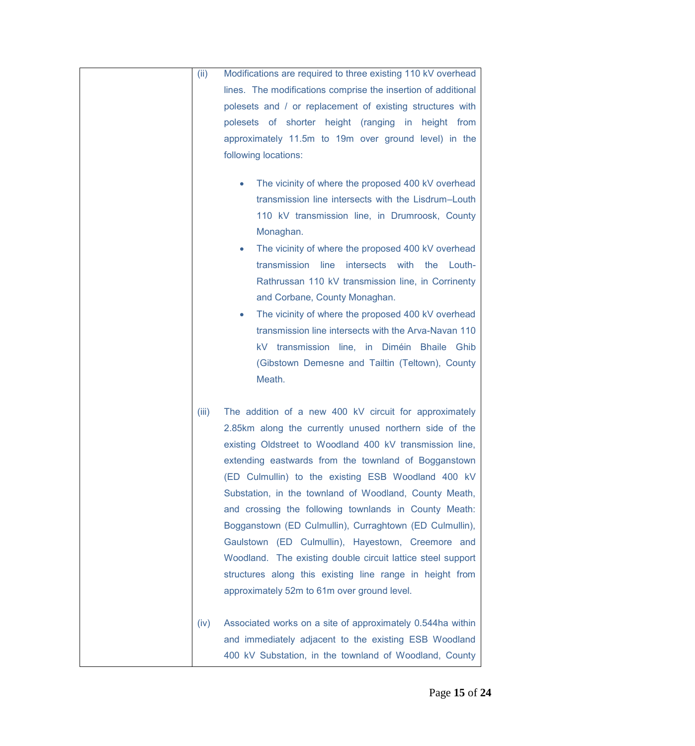| | |
|---|---|
| | (ii) Modifications are required to three existing 110 kV overhead lines. The modifications comprise the insertion of additional polesets and / or replacement of existing structures with polesets of shorter height (ranging in height from approximately 11.5m to 19m over ground level) in the following locations:<br><br>• The vicinity of where the proposed 400 kV overhead transmission line intersects with the Lisdrum–Louth 110 kV transmission line, in Drumroosk, County Monaghan.<br>• The vicinity of where the proposed 400 kV overhead transmission line intersects with the Louth-Rathrussan 110 kV transmission line, in Corrinenty and Corbane, County Monaghan.<br>• The vicinity of where the proposed 400 kV overhead transmission line intersects with the Arva-Navan 110 kV transmission line, in Diméin Bhaile Ghib (Gibstown Demesne and Tailtin (Teltown), County Meath.<br><br>(iii) The addition of a new 400 kV circuit for approximately 2.85km along the currently unused northern side of the existing Oldstreet to Woodland 400 kV transmission line, extending eastwards from the townland of Bogganstown (ED Culmullin) to the existing ESB Woodland 400 kV Substation, in the townland of Woodland, County Meath, and crossing the following townlands in County Meath: Bogganstown (ED Culmullin), Curraghtown (ED Culmullin), Gaulstown (ED Culmullin), Hayestown, Creemore and Woodland. The existing double circuit lattice steel support structures along this existing line range in height from approximately 52m to 61m over ground level.<br><br>(iv) Associated works on a site of approximately 0.544ha within and immediately adjacent to the existing ESB Woodland 400 kV Substation, in the townland of Woodland, County |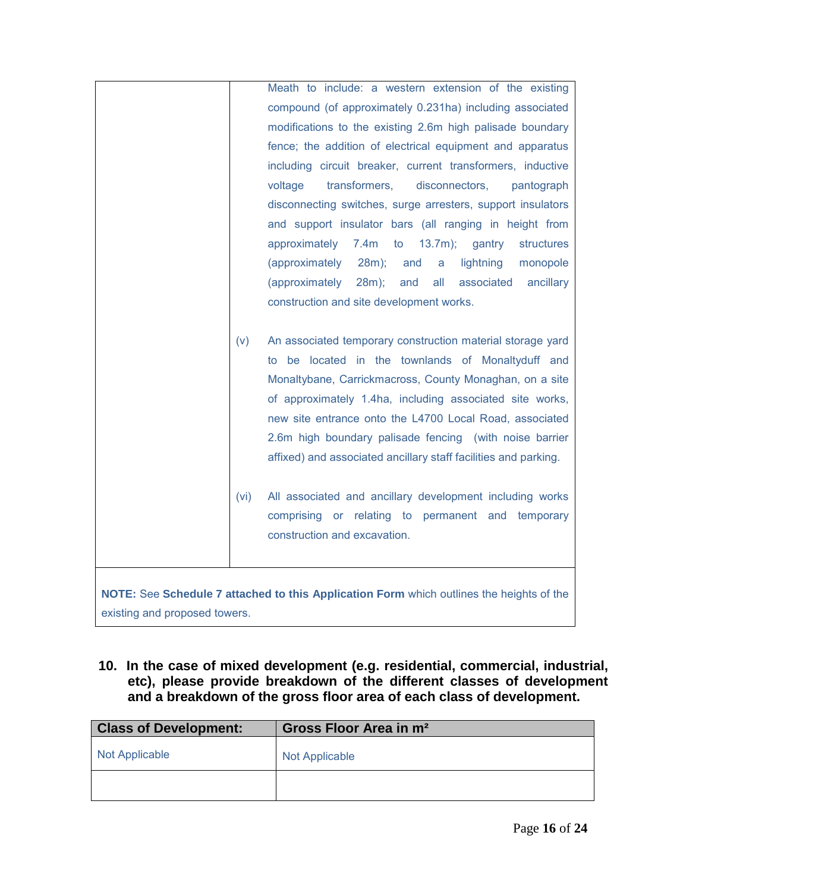|  |  |
|---|---|
|  | Meath to include: a western extension of the existing compound (of approximately 0.231ha) including associated modifications to the existing 2.6m high palisade boundary fence; the addition of electrical equipment and apparatus including circuit breaker, current transformers, inductive voltage transformers, disconnectors, pantograph disconnecting switches, surge arresters, support insulators and support insulator bars (all ranging in height from approximately 7.4m to 13.7m); gantry structures (approximately 28m); and a lightning monopole (approximately 28m); and all associated ancillary construction and site development works.<br><br>(v) An associated temporary construction material storage yard to be located in the townlands of Monaltyduff and Monaltybane, Carrickmacross, County Monaghan, on a site of approximately 1.4ha, including associated site works, new site entrance onto the L4700 Local Road, associated 2.6m high boundary palisade fencing (with noise barrier affixed) and associated ancillary staff facilities and parking.<br><br>(vi) All associated and ancillary development including works comprising or relating to permanent and temporary construction and excavation. |

**NOTE:** See **Schedule 7 attached to this Application Form** which outlines the heights of the existing and proposed towers.

**10. In the case of mixed development (e.g. residential, commercial, industrial, etc), please provide breakdown of the different classes of development and a breakdown of the gross floor area of each class of development.**

| Class of Development: | Gross Floor Area in m² |
|---|---|
| Not Applicable | Not Applicable |
|  |  |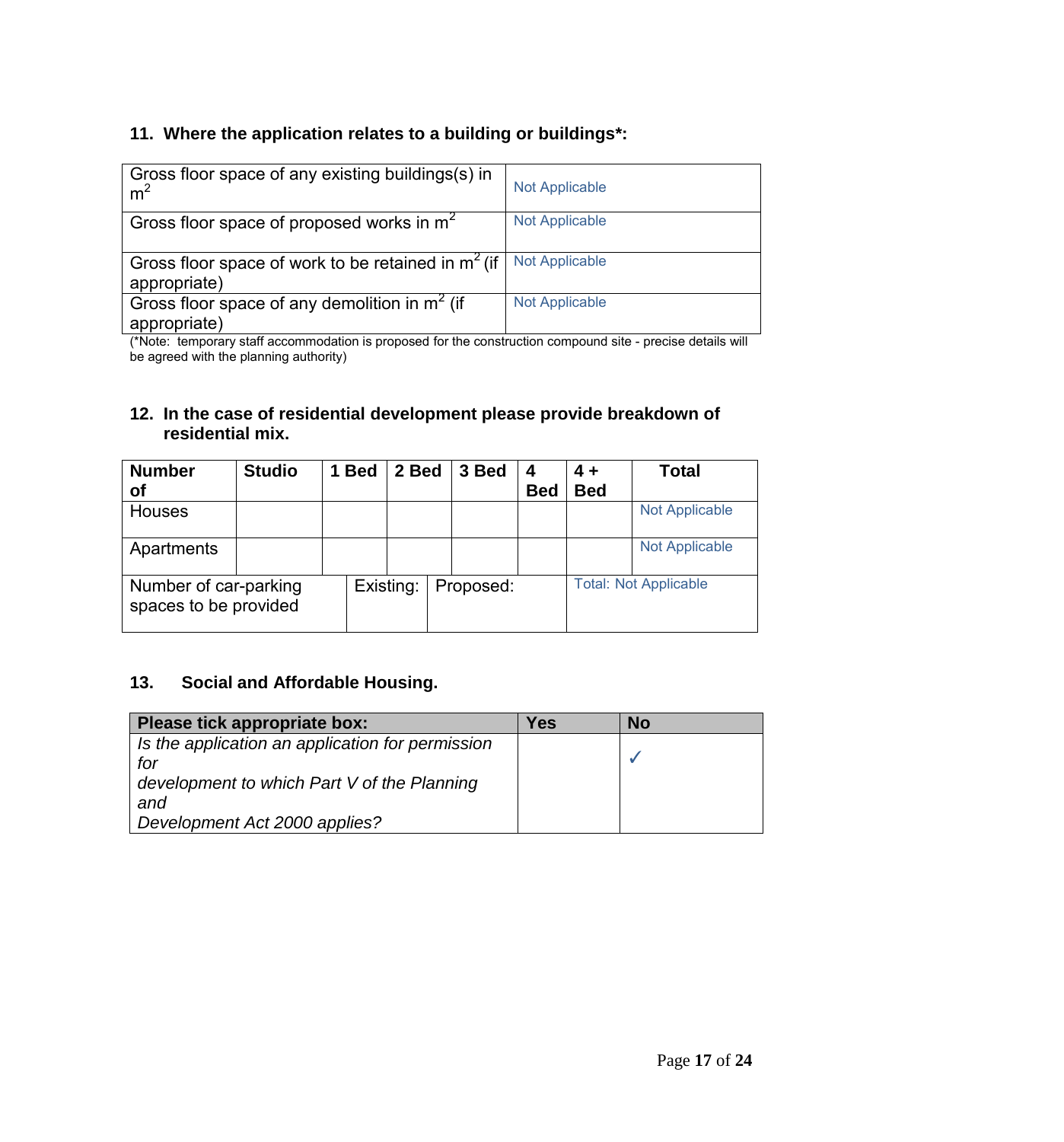## 11. Where the application relates to a building or buildings*:

| | |
|---|---|
| Gross floor space of any existing buildings(s) in $m^2$ | Not Applicable |
| Gross floor space of proposed works in $m^2$ | Not Applicable |
| Gross floor space of work to be retained in $m^2$ (if appropriate) | Not Applicable |
| Gross floor space of any demolition in $m^2$ (if appropriate) | Not Applicable |

(*Note: temporary staff accommodation is proposed for the construction compound site - precise details will be agreed with the planning authority)

## 12. In the case of residential development please provide breakdown of residential mix.

| Number of | Studio | 1 Bed | 2 Bed | 3 Bed | 4 Bed | 4 + Bed | Total |
|---|---|---|---|---|---|---|---|
| Houses | | | | | | | Not Applicable |
| Apartments | | | | | | | Not Applicable |
| Number of car-parking spaces to be provided | | Existing: | Proposed: | | | Total: Not Applicable | |

## 13. Social and Affordable Housing.

| Please tick appropriate box: | Yes | No |
|---|---|---|
| *Is the application an application for permission for development to which Part V of the Planning and Development Act 2000 applies?* | | ✓ |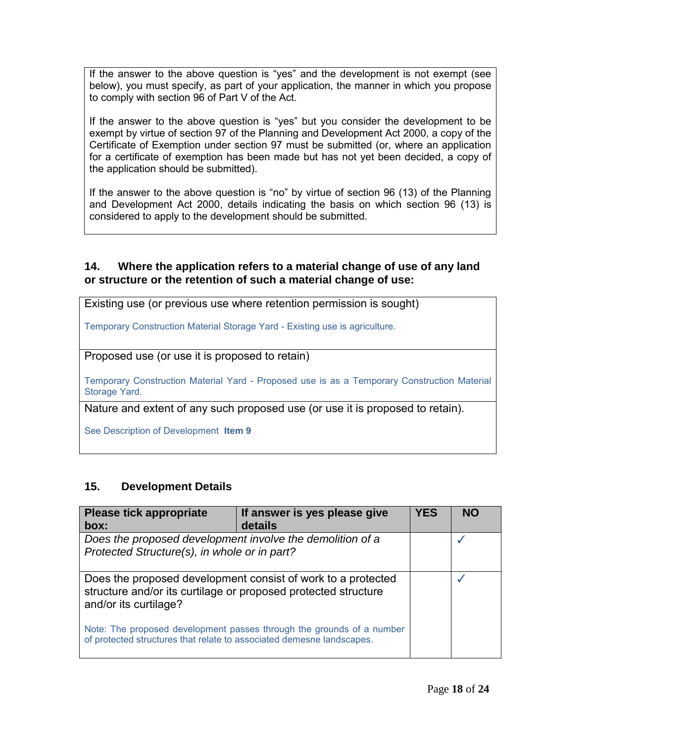If the answer to the above question is "yes" and the development is not exempt (see below), you must specify, as part of your application, the manner in which you propose to comply with section 96 of Part V of the Act.

If the answer to the above question is "yes" but you consider the development to be exempt by virtue of section 97 of the Planning and Development Act 2000, a copy of the Certificate of Exemption under section 97 must be submitted (or, where an application for a certificate of exemption has been made but has not yet been decided, a copy of the application should be submitted).

If the answer to the above question is "no" by virtue of section 96 (13) of the Planning and Development Act 2000, details indicating the basis on which section 96 (13) is considered to apply to the development should be submitted.

### 14. Where the application refers to a material change of use of any land or structure or the retention of such a material change of use:

| Existing use (or previous use where retention permission is sought) |
|---|
| Temporary Construction Material Storage Yard - Existing use is agriculture. |
| **Proposed use (or use it is proposed to retain)** |
| Temporary Construction Material Yard - Proposed use is as a Temporary Construction Material Storage Yard. |
| **Nature and extent of any such proposed use (or use it is proposed to retain).** |
| See Description of Development **Item 9** |

### 15. Development Details

| Please tick appropriate box: | If answer is yes please give details | YES | NO |
|---|---|---|---|
| *Does the proposed development involve the demolition of a Protected Structure(s), in whole or in part?* | | | ✓ |
| Does the proposed development consist of work to a protected structure and/or its curtilage or proposed protected structure and/or its curtilage? Note: The proposed development passes through the grounds of a number of protected structures that relate to associated demesne landscapes. | | | ✓ |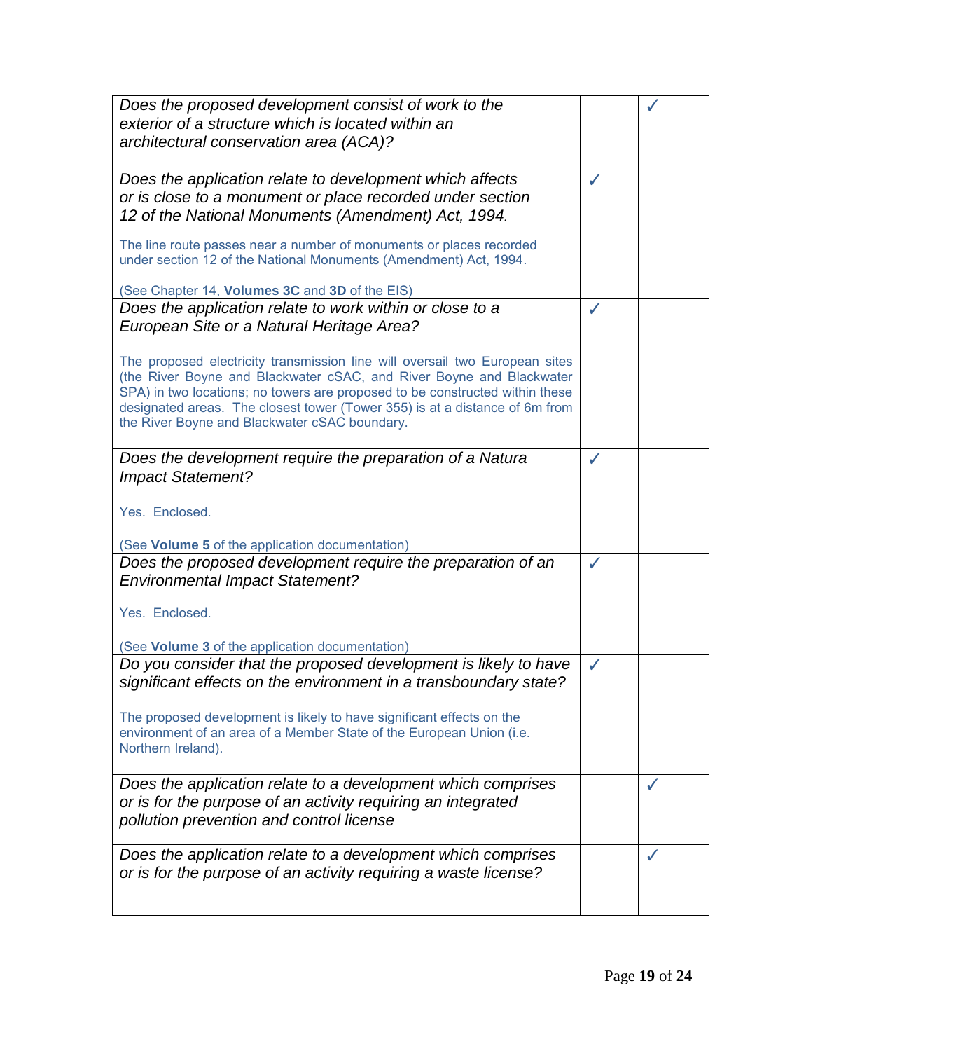| | | |
|---|---|---|
| *Does the proposed development consist of work to the exterior of a structure which is located within an architectural conservation area (ACA)?* | | ✓ |
| *Does the application relate to development which affects or is close to a monument or place recorded under section 12 of the National Monuments (Amendment) Act, 1994.*<br><br>The line route passes near a number of monuments or places recorded under section 12 of the National Monuments (Amendment) Act, 1994.<br><br>(See Chapter 14, **Volumes 3C** and **3D** of the EIS) | ✓ | |
| *Does the application relate to work within or close to a European Site or a Natural Heritage Area?*<br><br>The proposed electricity transmission line will oversail two European sites (the River Boyne and Blackwater cSAC, and River Boyne and Blackwater SPA) in two locations; no towers are proposed to be constructed within these designated areas. The closest tower (Tower 355) is at a distance of 6m from the River Boyne and Blackwater cSAC boundary. | ✓ | |
| *Does the development require the preparation of a Natura Impact Statement?*<br><br>Yes. Enclosed.<br><br>(See **Volume 5** of the application documentation) | ✓ | |
| *Does the proposed development require the preparation of an Environmental Impact Statement?*<br><br>Yes. Enclosed.<br><br>(See **Volume 3** of the application documentation) | ✓ | |
| *Do you consider that the proposed development is likely to have significant effects on the environment in a transboundary state?*<br><br>The proposed development is likely to have significant effects on the environment of an area of a Member State of the European Union (i.e. Northern Ireland). | ✓ | |
| *Does the application relate to a development which comprises or is for the purpose of an activity requiring an integrated pollution prevention and control license* | | ✓ |
| *Does the application relate to a development which comprises or is for the purpose of an activity requiring a waste license?* | | ✓ |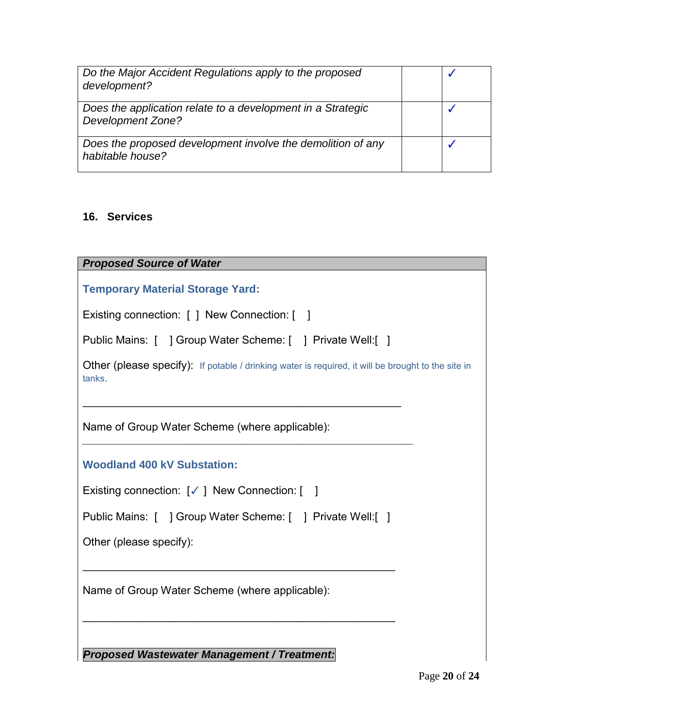| | | |
|---|---|---|
| *Do the Major Accident Regulations apply to the proposed development?* | | ✓ |
| *Does the application relate to a development in a Strategic Development Zone?* | | ✓ |
| *Does the proposed development involve the demolition of any habitable house?* | | ✓ |

## 16. Services

***Proposed Source of Water***

**Temporary Material Storage Yard:**

Existing connection: [ ] New Connection: [ ]

Public Mains: [ ] Group Water Scheme: [ ] Private Well:[ ]

Other (please specify): If potable / drinking water is required, it will be brought to the site in tanks.

______________________________________________________

Name of Group Water Scheme (where applicable):

______________________________________________________

**Woodland 400 kV Substation:**

Existing connection: [✓ ] New Connection: [ ]

Public Mains: [ ] Group Water Scheme: [ ] Private Well:[ ]

Other (please specify):

______________________________________________________

Name of Group Water Scheme (where applicable):

______________________________________________________

***Proposed Wastewater Management / Treatment:***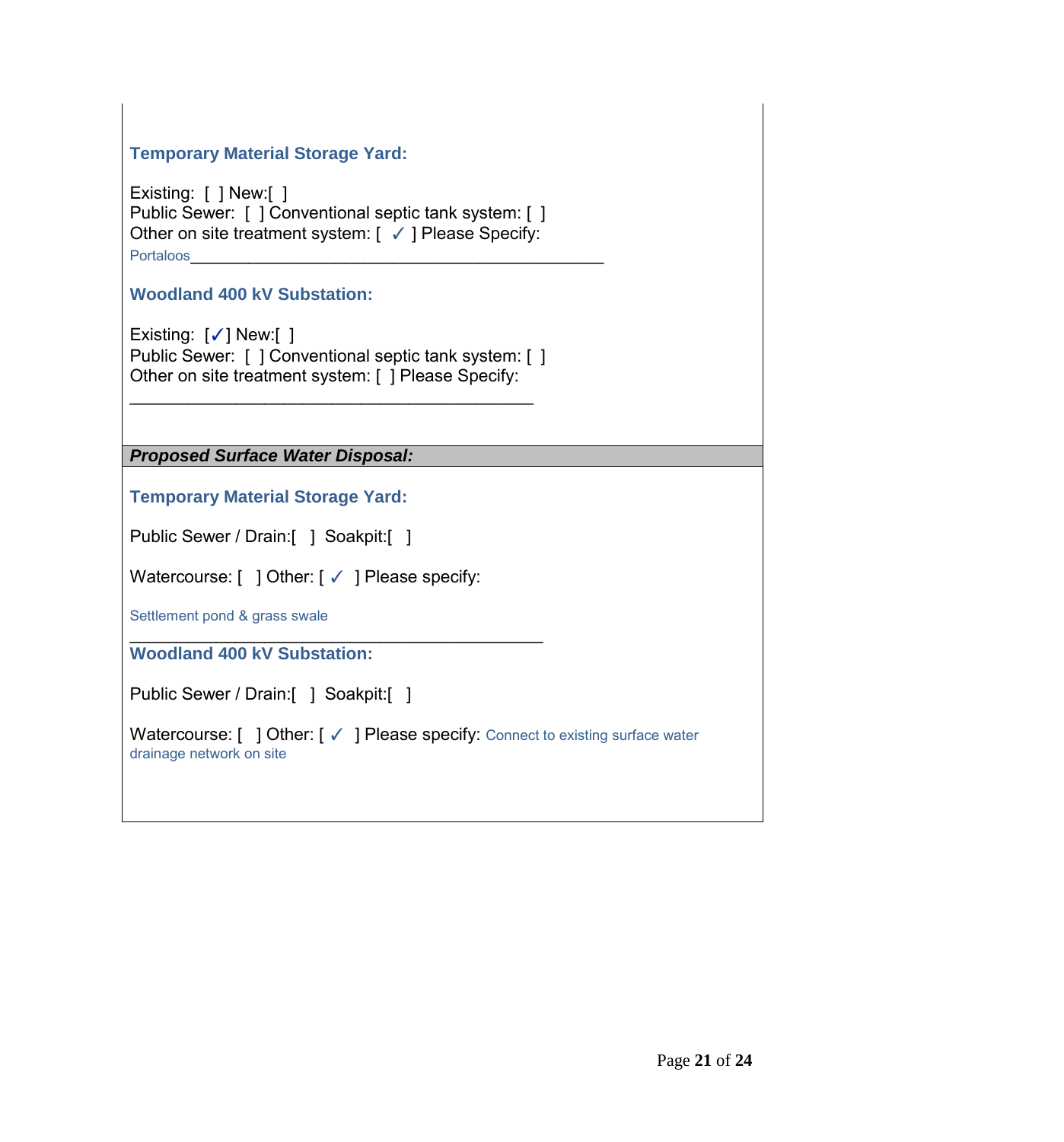### Temporary Material Storage Yard:

Existing: [ ] New:[ ]
Public Sewer: [ ] Conventional septic tank system: [ ]
Other on site treatment system: [ ✓ ] Please Specify:
Portaloos_____________________________________________

### Woodland 400 kV Substation:

Existing: [✓] New:[ ]
Public Sewer: [ ] Conventional septic tank system: [ ]
Other on site treatment system: [ ] Please Specify:
___________________________________________

***Proposed Surface Water Disposal:***

### Temporary Material Storage Yard:

Public Sewer / Drain:[ ] Soakpit:[ ]

Watercourse: [ ] Other: [ ✓ ] Please specify:

Settlement pond & grass swale
____________________________________________

### Woodland 400 kV Substation:

Public Sewer / Drain:[ ] Soakpit:[ ]

Watercourse: [ ] Other: [ ✓ ] Please specify: Connect to existing surface water drainage network on site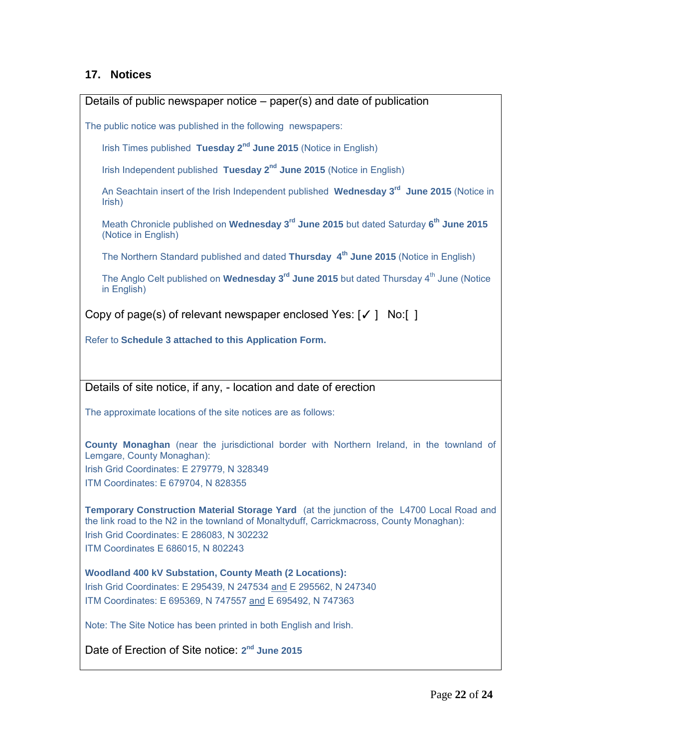## 17. Notices

Details of public newspaper notice – paper(s) and date of publication

The public notice was published in the following newspapers:

- Irish Times published **Tuesday 2nd June 2015** (Notice in English)
- Irish Independent published **Tuesday 2nd June 2015** (Notice in English)
- An Seachtain insert of the Irish Independent published **Wednesday 3rd June 2015** (Notice in Irish)
- Meath Chronicle published on **Wednesday 3rd June 2015** but dated Saturday **6th June 2015** (Notice in English)
- The Northern Standard published and dated **Thursday 4th June 2015** (Notice in English)
- The Anglo Celt published on **Wednesday 3rd June 2015** but dated Thursday 4th June (Notice in English)

Copy of page(s) of relevant newspaper enclosed Yes: [✓ ] No:[ ]

Refer to **Schedule 3 attached to this Application Form.**

Details of site notice, if any, - location and date of erection

The approximate locations of the site notices are as follows:

**County Monaghan** (near the jurisdictional border with Northern Ireland, in the townland of Lemgare, County Monaghan):
Irish Grid Coordinates: E 279779, N 328349
ITM Coordinates: E 679704, N 828355

**Temporary Construction Material Storage Yard** (at the junction of the L4700 Local Road and the link road to the N2 in the townland of Monaltyduff, Carrickmacross, County Monaghan):
Irish Grid Coordinates: E 286083, N 302232
ITM Coordinates E 686015, N 802243

**Woodland 400 kV Substation, County Meath (2 Locations):**
Irish Grid Coordinates: E 295439, N 247534 and E 295562, N 247340
ITM Coordinates: E 695369, N 747557 and E 695492, N 747363

Note: The Site Notice has been printed in both English and Irish.

Date of Erection of Site notice: **2nd June 2015**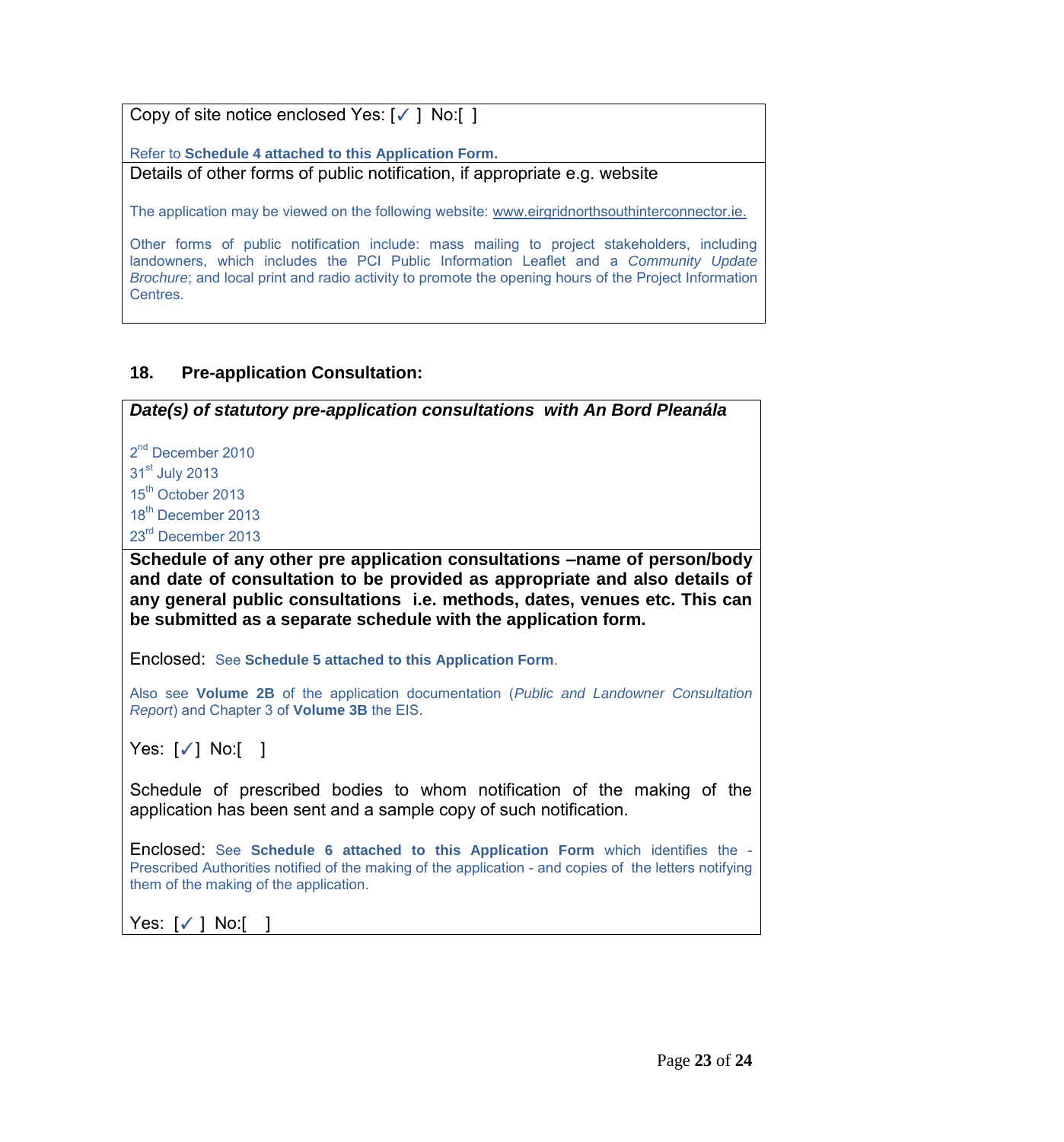Copy of site notice enclosed Yes: [✓ ] No:[ ]

Refer to **Schedule 4 attached to this Application Form.**

Details of other forms of public notification, if appropriate e.g. website

The application may be viewed on the following website: www.eirgridnorthsouthinterconnector.ie.

Other forms of public notification include: mass mailing to project stakeholders, including landowners, which includes the PCI Public Information Leaflet and a *Community Update Brochure*; and local print and radio activity to promote the opening hours of the Project Information Centres.

## 18. Pre-application Consultation:

***Date(s) of statutory pre-application consultations with An Bord Pleanála***

2nd December 2010
31st July 2013
15th October 2013
18th December 2013
23rd December 2013

**Schedule of any other pre application consultations –name of person/body and date of consultation to be provided as appropriate and also details of any general public consultations i.e. methods, dates, venues etc. This can be submitted as a separate schedule with the application form.**

Enclosed: See **Schedule 5 attached to this Application Form**.

Also see **Volume 2B** of the application documentation (*Public and Landowner Consultation Report*) and Chapter 3 of **Volume 3B** the EIS.

Yes: [✓] No:[ ]

Schedule of prescribed bodies to whom notification of the making of the application has been sent and a sample copy of such notification.

Enclosed: See **Schedule 6 attached to this Application Form** which identifies the - Prescribed Authorities notified of the making of the application - and copies of the letters notifying them of the making of the application.

Yes: [✓ ] No:[ ]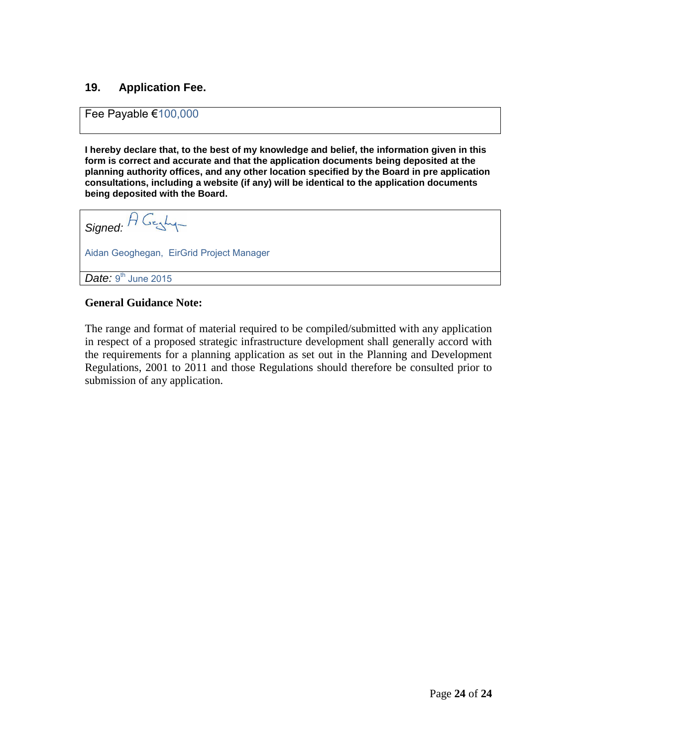## 19. Application Fee.

| |
|---|
| Fee Payable €100,000 |

**I hereby declare that, to the best of my knowledge and belief, the information given in this form is correct and accurate and that the application documents being deposited at the planning authority offices, and any other location specified by the Board in pre application consultations, including a website (if any) will be identical to the application documents being deposited with the Board.**

| |
|---|
| *Signed:* A Geoghegan<br><br>Aidan Geoghegan, EirGrid Project Manager |
| *Date:* 9th June 2015 |

**General Guidance Note:**

The range and format of material required to be compiled/submitted with any application in respect of a proposed strategic infrastructure development shall generally accord with the requirements for a planning application as set out in the Planning and Development Regulations, 2001 to 2011 and those Regulations should therefore be consulted prior to submission of any application.